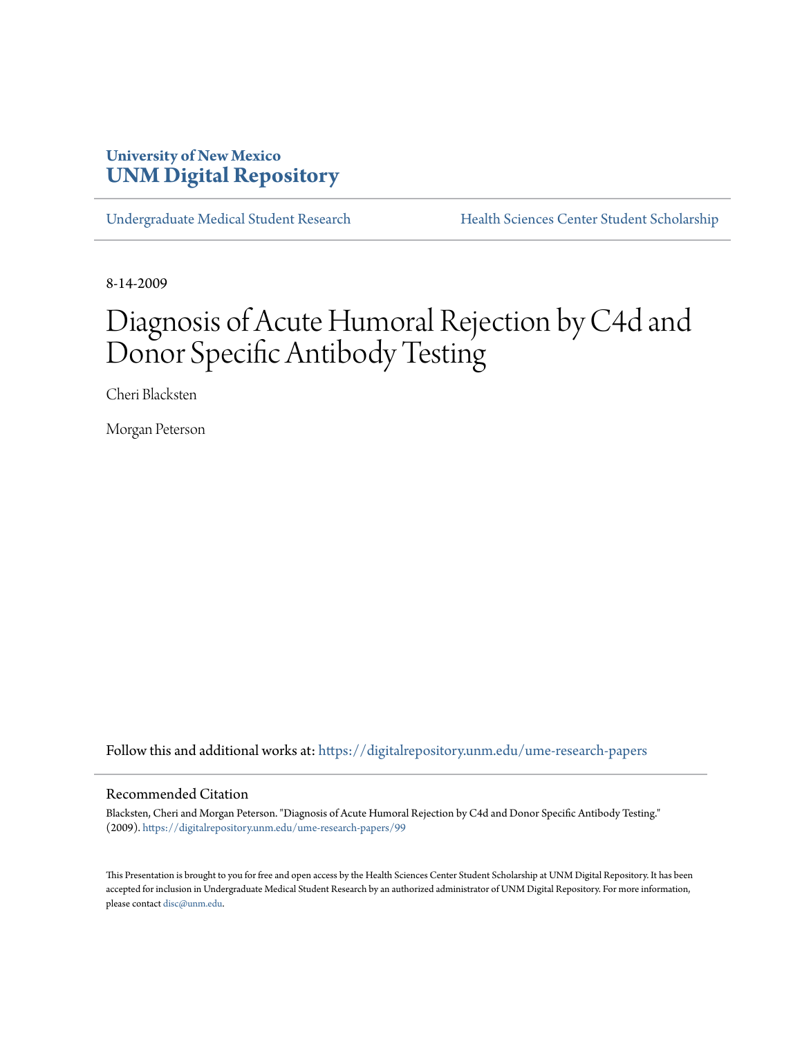University of New Mexico
**UNM Digital Repository**

Undergraduate Medical Student Research | Health Sciences Center Student Scholarship

8-14-2009

# Diagnosis of Acute Humoral Rejection by C4d and Donor Specific Antibody Testing

Cheri Blacksten

Morgan Peterson

Follow this and additional works at: https://digitalrepository.unm.edu/ume-research-papers

## Recommended Citation

Blacksten, Cheri and Morgan Peterson. "Diagnosis of Acute Humoral Rejection by C4d and Donor Specific Antibody Testing." (2009). https://digitalrepository.unm.edu/ume-research-papers/99

This Presentation is brought to you for free and open access by the Health Sciences Center Student Scholarship at UNM Digital Repository. It has been accepted for inclusion in Undergraduate Medical Student Research by an authorized administrator of UNM Digital Repository. For more information, please contact disc@unm.edu.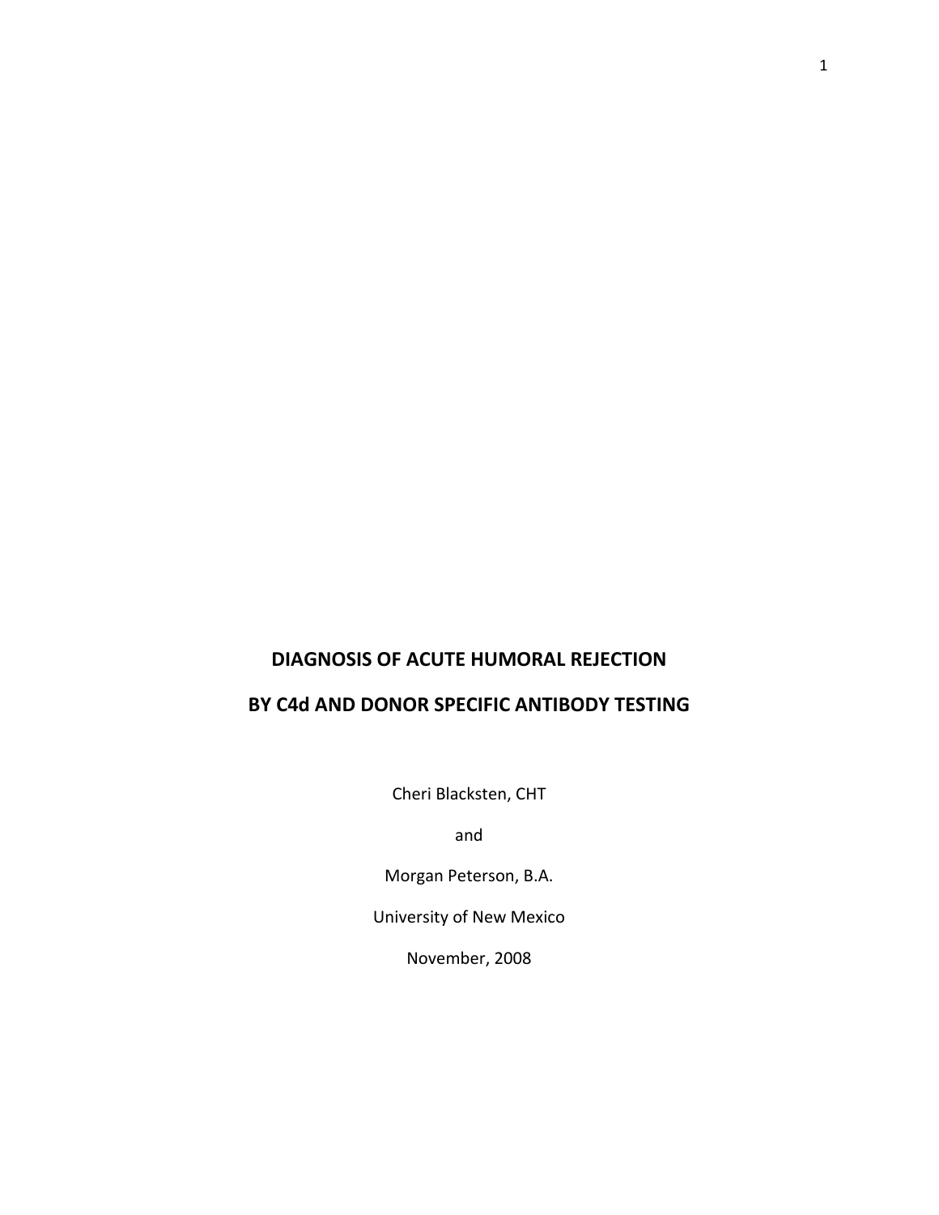# DIAGNOSIS OF ACUTE HUMORAL REJECTION

# BY C4d AND DONOR SPECIFIC ANTIBODY TESTING

Cheri Blacksten, CHT

and

Morgan Peterson, B.A.

University of New Mexico

November, 2008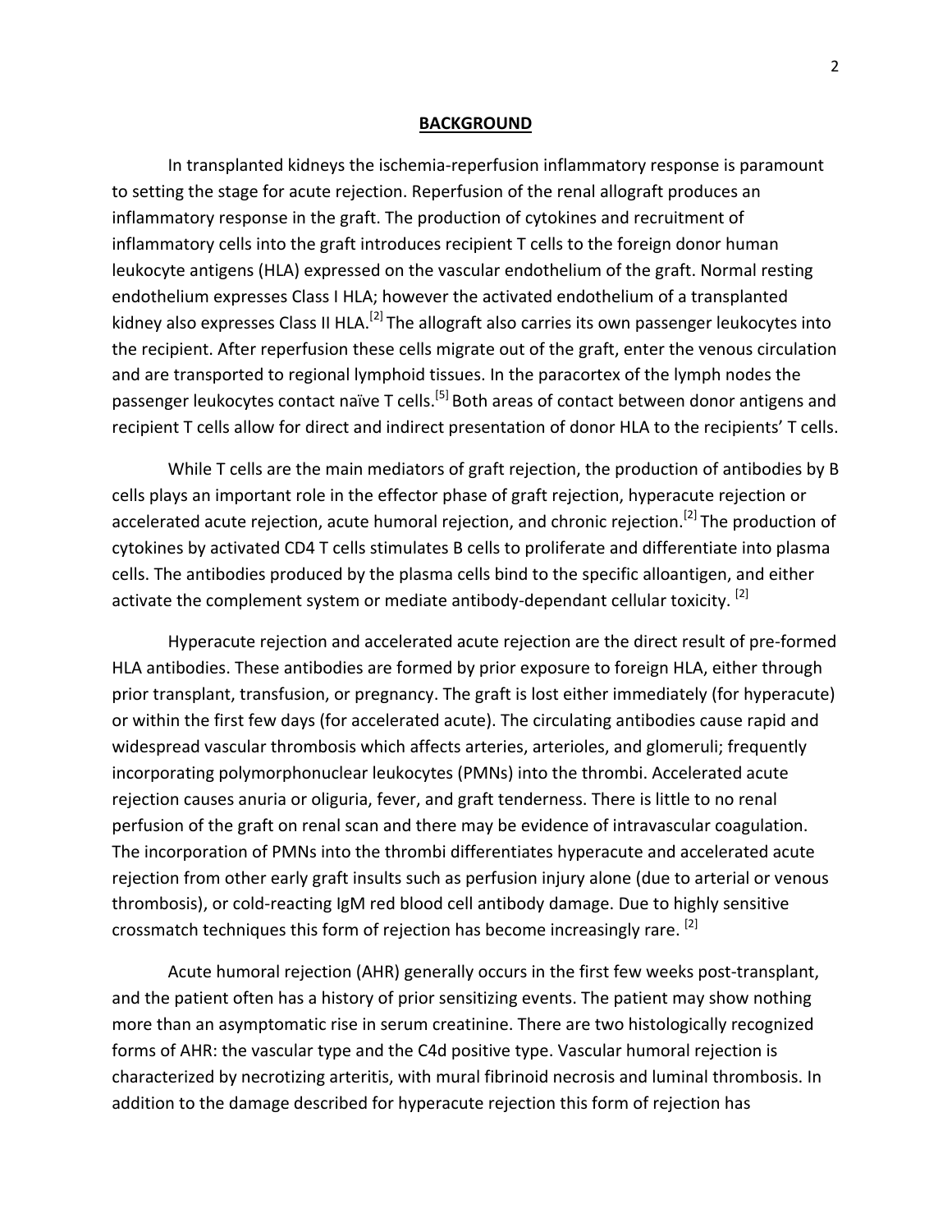## BACKGROUND

In transplanted kidneys the ischemia-reperfusion inflammatory response is paramount to setting the stage for acute rejection. Reperfusion of the renal allograft produces an inflammatory response in the graft. The production of cytokines and recruitment of inflammatory cells into the graft introduces recipient T cells to the foreign donor human leukocyte antigens (HLA) expressed on the vascular endothelium of the graft. Normal resting endothelium expresses Class I HLA; however the activated endothelium of a transplanted kidney also expresses Class II HLA.[2] The allograft also carries its own passenger leukocytes into the recipient. After reperfusion these cells migrate out of the graft, enter the venous circulation and are transported to regional lymphoid tissues. In the paracortex of the lymph nodes the passenger leukocytes contact naïve T cells.[5] Both areas of contact between donor antigens and recipient T cells allow for direct and indirect presentation of donor HLA to the recipients' T cells.

While T cells are the main mediators of graft rejection, the production of antibodies by B cells plays an important role in the effector phase of graft rejection, hyperacute rejection or accelerated acute rejection, acute humoral rejection, and chronic rejection.[2] The production of cytokines by activated CD4 T cells stimulates B cells to proliferate and differentiate into plasma cells. The antibodies produced by the plasma cells bind to the specific alloantigen, and either activate the complement system or mediate antibody-dependant cellular toxicity. [2]

Hyperacute rejection and accelerated acute rejection are the direct result of pre-formed HLA antibodies. These antibodies are formed by prior exposure to foreign HLA, either through prior transplant, transfusion, or pregnancy. The graft is lost either immediately (for hyperacute) or within the first few days (for accelerated acute). The circulating antibodies cause rapid and widespread vascular thrombosis which affects arteries, arterioles, and glomeruli; frequently incorporating polymorphonuclear leukocytes (PMNs) into the thrombi. Accelerated acute rejection causes anuria or oliguria, fever, and graft tenderness. There is little to no renal perfusion of the graft on renal scan and there may be evidence of intravascular coagulation. The incorporation of PMNs into the thrombi differentiates hyperacute and accelerated acute rejection from other early graft insults such as perfusion injury alone (due to arterial or venous thrombosis), or cold-reacting IgM red blood cell antibody damage. Due to highly sensitive crossmatch techniques this form of rejection has become increasingly rare. [2]

Acute humoral rejection (AHR) generally occurs in the first few weeks post-transplant, and the patient often has a history of prior sensitizing events. The patient may show nothing more than an asymptomatic rise in serum creatinine. There are two histologically recognized forms of AHR: the vascular type and the C4d positive type. Vascular humoral rejection is characterized by necrotizing arteritis, with mural fibrinoid necrosis and luminal thrombosis. In addition to the damage described for hyperacute rejection this form of rejection has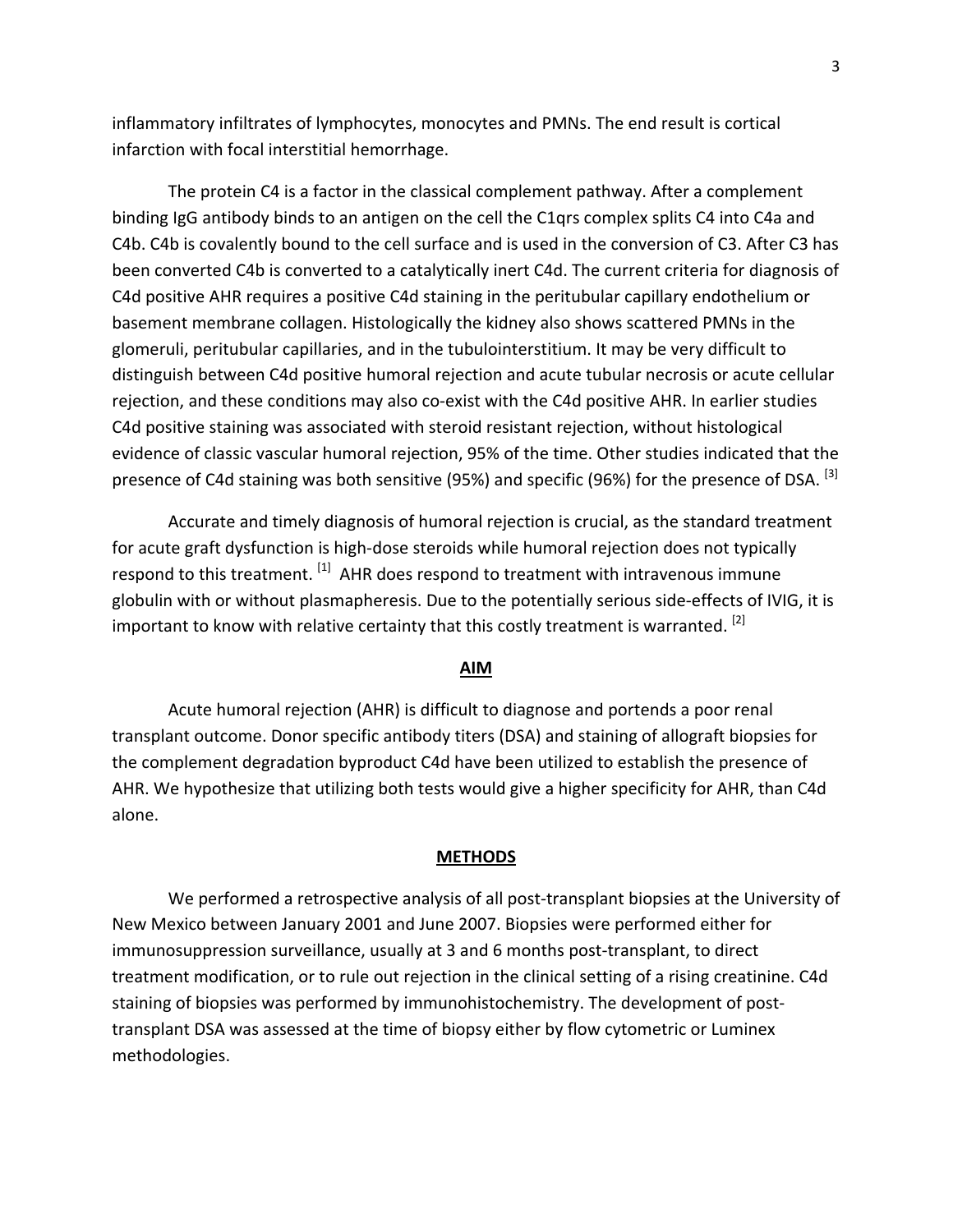inflammatory infiltrates of lymphocytes, monocytes and PMNs. The end result is cortical infarction with focal interstitial hemorrhage.

The protein C4 is a factor in the classical complement pathway. After a complement binding IgG antibody binds to an antigen on the cell the C1qrs complex splits C4 into C4a and C4b. C4b is covalently bound to the cell surface and is used in the conversion of C3. After C3 has been converted C4b is converted to a catalytically inert C4d. The current criteria for diagnosis of C4d positive AHR requires a positive C4d staining in the peritubular capillary endothelium or basement membrane collagen. Histologically the kidney also shows scattered PMNs in the glomeruli, peritubular capillaries, and in the tubulointerstitium. It may be very difficult to distinguish between C4d positive humoral rejection and acute tubular necrosis or acute cellular rejection, and these conditions may also co-exist with the C4d positive AHR. In earlier studies C4d positive staining was associated with steroid resistant rejection, without histological evidence of classic vascular humoral rejection, 95% of the time. Other studies indicated that the presence of C4d staining was both sensitive (95%) and specific (96%) for the presence of DSA. [3]

Accurate and timely diagnosis of humoral rejection is crucial, as the standard treatment for acute graft dysfunction is high-dose steroids while humoral rejection does not typically respond to this treatment. [1] AHR does respond to treatment with intravenous immune globulin with or without plasmapheresis. Due to the potentially serious side-effects of IVIG, it is important to know with relative certainty that this costly treatment is warranted. [2]

## AIM

Acute humoral rejection (AHR) is difficult to diagnose and portends a poor renal transplant outcome. Donor specific antibody titers (DSA) and staining of allograft biopsies for the complement degradation byproduct C4d have been utilized to establish the presence of AHR. We hypothesize that utilizing both tests would give a higher specificity for AHR, than C4d alone.

## METHODS

We performed a retrospective analysis of all post-transplant biopsies at the University of New Mexico between January 2001 and June 2007. Biopsies were performed either for immunosuppression surveillance, usually at 3 and 6 months post-transplant, to direct treatment modification, or to rule out rejection in the clinical setting of a rising creatinine. C4d staining of biopsies was performed by immunohistochemistry. The development of post-transplant DSA was assessed at the time of biopsy either by flow cytometric or Luminex methodologies.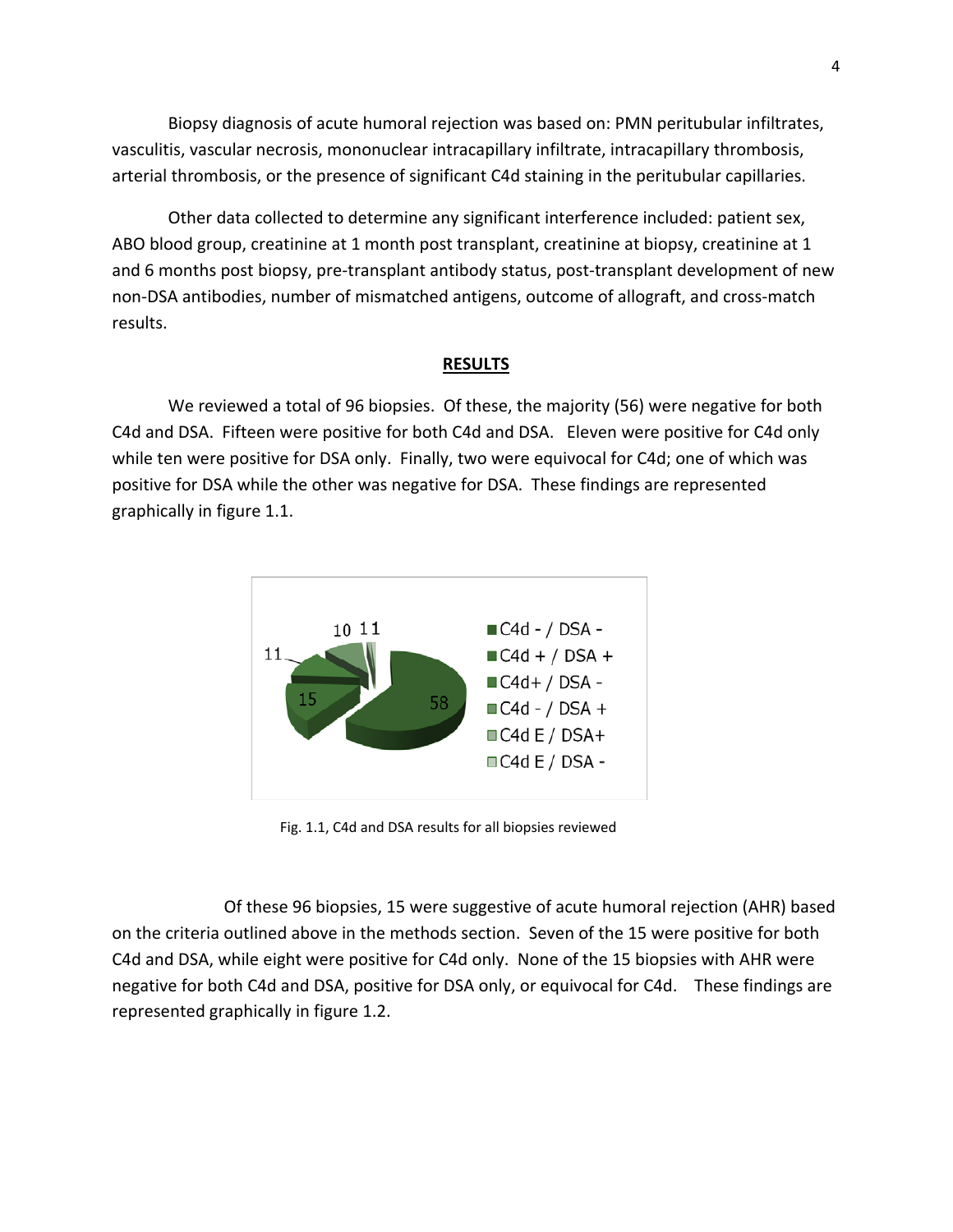Biopsy diagnosis of acute humoral rejection was based on: PMN peritubular infiltrates, vasculitis, vascular necrosis, mononuclear intracapillary infiltrate, intracapillary thrombosis, arterial thrombosis, or the presence of significant C4d staining in the peritubular capillaries.

Other data collected to determine any significant interference included: patient sex, ABO blood group, creatinine at 1 month post transplant, creatinine at biopsy, creatinine at 1 and 6 months post biopsy, pre-transplant antibody status, post-transplant development of new non-DSA antibodies, number of mismatched antigens, outcome of allograft, and cross-match results.

## RESULTS

We reviewed a total of 96 biopsies. Of these, the majority (56) were negative for both C4d and DSA. Fifteen were positive for both C4d and DSA. Eleven were positive for C4d only while ten were positive for DSA only. Finally, two were equivocal for C4d; one of which was positive for DSA while the other was negative for DSA. These findings are represented graphically in figure 1.1.

Fig. 1.1, C4d and DSA results for all biopsies reviewed

Of these 96 biopsies, 15 were suggestive of acute humoral rejection (AHR) based on the criteria outlined above in the methods section. Seven of the 15 were positive for both C4d and DSA, while eight were positive for C4d only. None of the 15 biopsies with AHR were negative for both C4d and DSA, positive for DSA only, or equivocal for C4d. These findings are represented graphically in figure 1.2.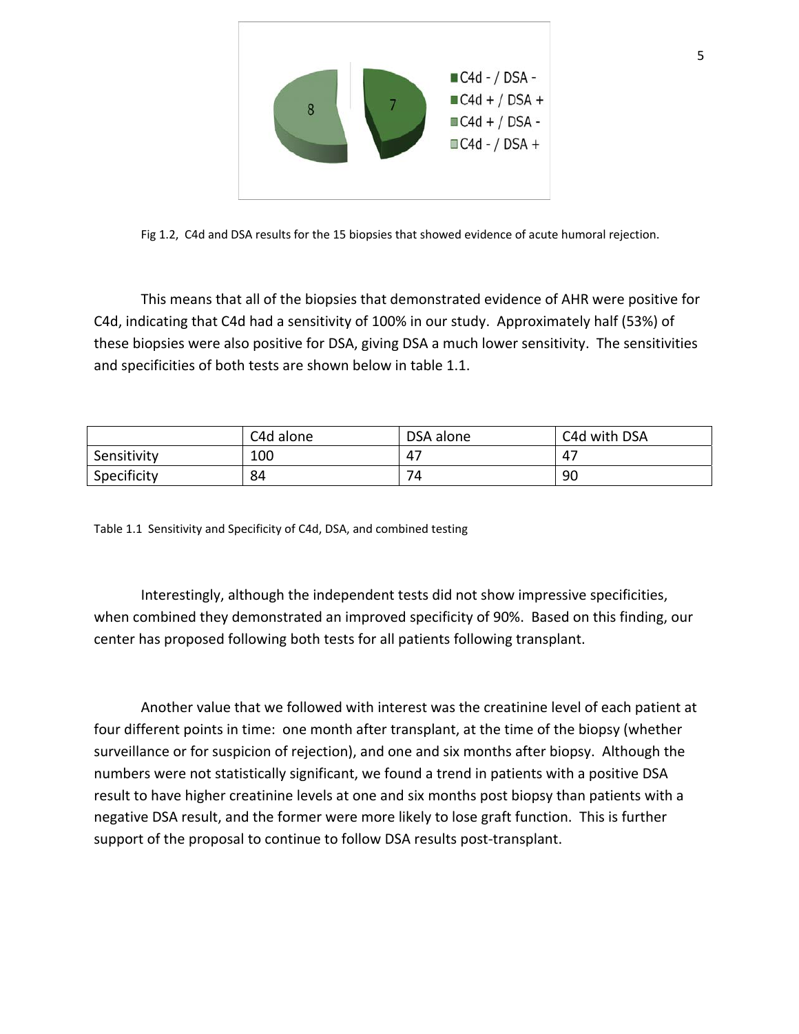Fig 1.2, C4d and DSA results for the 15 biopsies that showed evidence of acute humoral rejection.

This means that all of the biopsies that demonstrated evidence of AHR were positive for C4d, indicating that C4d had a sensitivity of 100% in our study. Approximately half (53%) of these biopsies were also positive for DSA, giving DSA a much lower sensitivity. The sensitivities and specificities of both tests are shown below in table 1.1.

| | C4d alone | DSA alone | C4d with DSA |
|---|---|---|---|
| Sensitivity | 100 | 47 | 47 |
| Specificity | 84 | 74 | 90 |

Table 1.1 Sensitivity and Specificity of C4d, DSA, and combined testing

Interestingly, although the independent tests did not show impressive specificities, when combined they demonstrated an improved specificity of 90%. Based on this finding, our center has proposed following both tests for all patients following transplant.

Another value that we followed with interest was the creatinine level of each patient at four different points in time: one month after transplant, at the time of the biopsy (whether surveillance or for suspicion of rejection), and one and six months after biopsy. Although the numbers were not statistically significant, we found a trend in patients with a positive DSA result to have higher creatinine levels at one and six months post biopsy than patients with a negative DSA result, and the former were more likely to lose graft function. This is further support of the proposal to continue to follow DSA results post-transplant.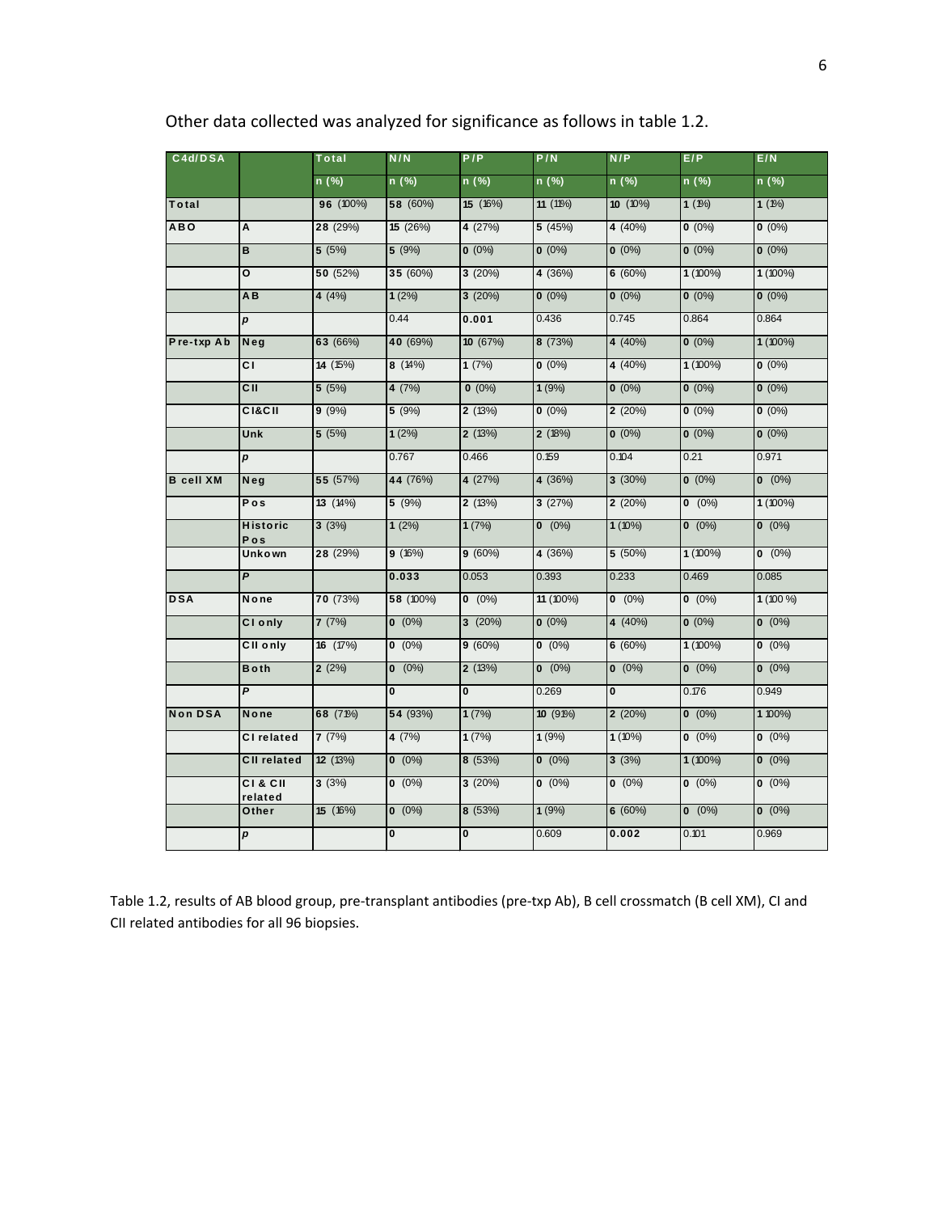Other data collected was analyzed for significance as follows in table 1.2.

| C4d/DSA | | Total | N/N | P/P | P/N | N/P | E/P | E/N |
|---|---|---|---|---|---|---|---|---|
| | | n (%) | n (%) | n (%) | n (%) | n (%) | n (%) | n (%) |
| **Total** | | **96** (100%) | **58** (60%) | **15** (16%) | **11** (11%) | **10** (10%) | **1** (1%) | **1** (1%) |
| **ABO** | **A** | **28** (29%) | **15** (26%) | **4** (27%) | **5** (45%) | **4** (40%) | **0** (0%) | **0** (0%) |
| | **B** | **5** (5%) | **5** (9%) | **0** (0%) | **0** (0%) | **0** (0%) | **0** (0%) | **0** (0%) |
| | **O** | **50** (52%) | **35** (60%) | **3** (20%) | **4** (36%) | **6** (60%) | **1** (100%) | **1** (100%) |
| | **AB** | **4** (4%) | **1** (2%) | **3** (20%) | **0** (0%) | **0** (0%) | **0** (0%) | **0** (0%) |
| | ***p*** | | 0.44 | **0.001** | 0.436 | 0.745 | 0.864 | 0.864 |
| **Pre-txp Ab** | **Neg** | **63** (66%) | **40** (69%) | **10** (67%) | **8** (73%) | **4** (40%) | **0** (0%) | **1** (100%) |
| | **CI** | **14** (15%) | **8** (14%) | **1** (7%) | **0** (0%) | **4** (40%) | **1** (100%) | **0** (0%) |
| | **CII** | **5** (5%) | **4** (7%) | **0** (0%) | **1** (9%) | **0** (0%) | **0** (0%) | **0** (0%) |
| | **CI&CII** | **9** (9%) | **5** (9%) | **2** (13%) | **0** (0%) | **2** (20%) | **0** (0%) | **0** (0%) |
| | **Unk** | **5** (5%) | **1** (2%) | **2** (13%) | **2** (18%) | **0** (0%) | **0** (0%) | **0** (0%) |
| | ***p*** | | 0.767 | 0.466 | 0.159 | 0.104 | 0.21 | 0.971 |
| **B cell XM** | **Neg** | **55** (57%) | **44** (76%) | **4** (27%) | **4** (36%) | **3** (30%) | **0** (0%) | **0** (0%) |
| | **Pos** | **13** (14%) | **5** (9%) | **2** (13%) | **3** (27%) | **2** (20%) | **0** (0%) | **1** (100%) |
| | **Historic Pos** | **3** (3%) | **1** (2%) | **1** (7%) | **0** (0%) | **1** (10%) | **0** (0%) | **0** (0%) |
| | **Unkown** | **28** (29%) | **9** (16%) | **9** (60%) | **4** (36%) | **5** (50%) | **1** (100%) | **0** (0%) |
| | ***P*** | | **0.033** | 0.053 | 0.393 | 0.233 | 0.469 | 0.085 |
| **DSA** | **None** | **70** (73%) | **58** (100%) | **0** (0%) | **11** (100%) | **0** (0%) | **0** (0%) | **1** (100 %) |
| | **CI only** | **7** (7%) | **0** (0%) | **3** (20%) | **0** (0%) | **4** (40%) | **0** (0%) | **0** (0%) |
| | **CII only** | **16** (17%) | **0** (0%) | **9** (60%) | **0** (0%) | **6** (60%) | **1** (100%) | **0** (0%) |
| | **Both** | **2** (2%) | **0** (0%) | **2** (13%) | **0** (0%) | **0** (0%) | **0** (0%) | **0** (0%) |
| | ***P*** | | **0** | **0** | 0.269 | **0** | 0.176 | 0.949 |
| **Non DSA** | **None** | **68** (71%) | **54** (93%) | **1** (7%) | **10** (91%) | **2** (20%) | **0** (0%) | **1** 100%) |
| | **CI related** | **7** (7%) | **4** (7%) | **1** (7%) | **1** (9%) | **1** (10%) | **0** (0%) | **0** (0%) |
| | **CII related** | **12** (13%) | **0** (0%) | **8** (53%) | **0** (0%) | **3** (3%) | **1** (100%) | **0** (0%) |
| | **CI & CII related** | **3** (3%) | **0** (0%) | **3** (20%) | **0** (0%) | **0** (0%) | **0** (0%) | **0** (0%) |
| | **Other** | **15** (16%) | **0** (0%) | **8** (53%) | **1** (9%) | **6** (60%) | **0** (0%) | **0** (0%) |
| | ***p*** | | **0** | **0** | 0.609 | **0.002** | 0.101 | 0.969 |

Table 1.2, results of AB blood group, pre-transplant antibodies (pre-txp Ab), B cell crossmatch (B cell XM), CI and CII related antibodies for all 96 biopsies.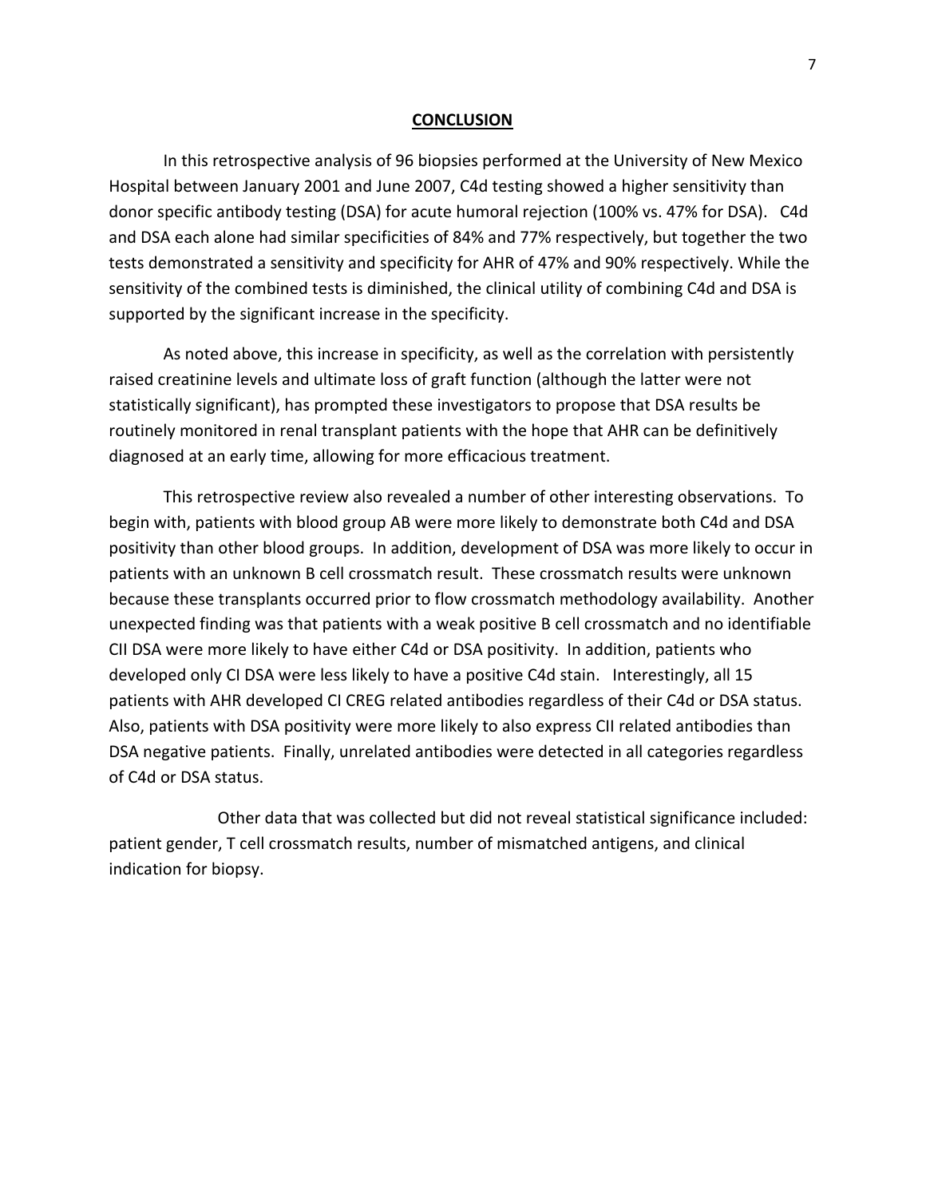## CONCLUSION

In this retrospective analysis of 96 biopsies performed at the University of New Mexico Hospital between January 2001 and June 2007, C4d testing showed a higher sensitivity than donor specific antibody testing (DSA) for acute humoral rejection (100% vs. 47% for DSA). C4d and DSA each alone had similar specificities of 84% and 77% respectively, but together the two tests demonstrated a sensitivity and specificity for AHR of 47% and 90% respectively. While the sensitivity of the combined tests is diminished, the clinical utility of combining C4d and DSA is supported by the significant increase in the specificity.

As noted above, this increase in specificity, as well as the correlation with persistently raised creatinine levels and ultimate loss of graft function (although the latter were not statistically significant), has prompted these investigators to propose that DSA results be routinely monitored in renal transplant patients with the hope that AHR can be definitively diagnosed at an early time, allowing for more efficacious treatment.

This retrospective review also revealed a number of other interesting observations. To begin with, patients with blood group AB were more likely to demonstrate both C4d and DSA positivity than other blood groups. In addition, development of DSA was more likely to occur in patients with an unknown B cell crossmatch result. These crossmatch results were unknown because these transplants occurred prior to flow crossmatch methodology availability. Another unexpected finding was that patients with a weak positive B cell crossmatch and no identifiable CII DSA were more likely to have either C4d or DSA positivity. In addition, patients who developed only CI DSA were less likely to have a positive C4d stain. Interestingly, all 15 patients with AHR developed CI CREG related antibodies regardless of their C4d or DSA status. Also, patients with DSA positivity were more likely to also express CII related antibodies than DSA negative patients. Finally, unrelated antibodies were detected in all categories regardless of C4d or DSA status.

Other data that was collected but did not reveal statistical significance included: patient gender, T cell crossmatch results, number of mismatched antigens, and clinical indication for biopsy.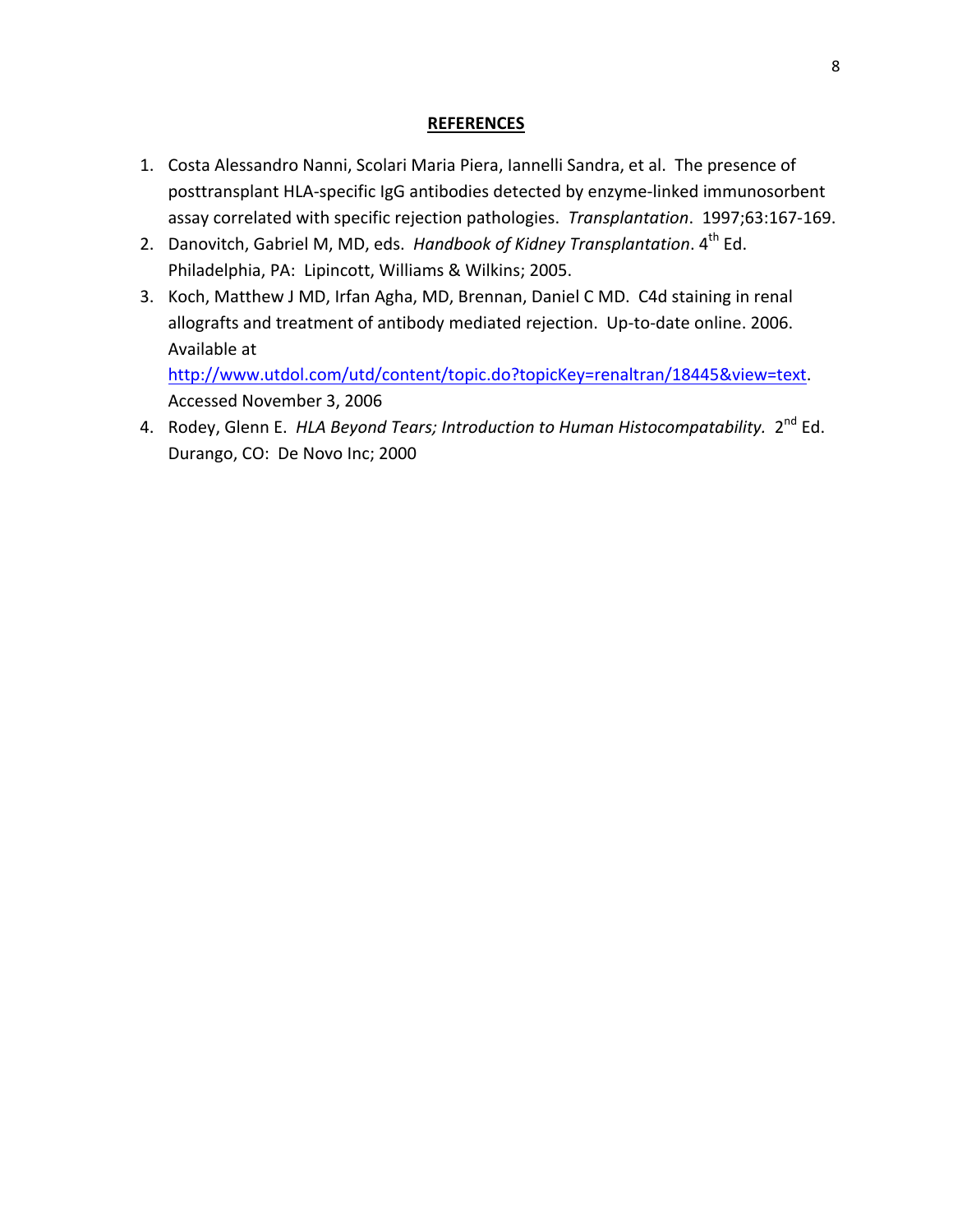## REFERENCES

1. Costa Alessandro Nanni, Scolari Maria Piera, Iannelli Sandra, et al. The presence of posttransplant HLA-specific IgG antibodies detected by enzyme-linked immunosorbent assay correlated with specific rejection pathologies. *Transplantation*. 1997;63:167-169.
2. Danovitch, Gabriel M, MD, eds. *Handbook of Kidney Transplantation*. 4th Ed. Philadelphia, PA: Lipincott, Williams & Wilkins; 2005.
3. Koch, Matthew J MD, Irfan Agha, MD, Brennan, Daniel C MD. C4d staining in renal allografts and treatment of antibody mediated rejection. Up-to-date online. 2006. Available at http://www.utdol.com/utd/content/topic.do?topicKey=renaltran/18445&view=text. Accessed November 3, 2006
4. Rodey, Glenn E. *HLA Beyond Tears; Introduction to Human Histocompatability.* 2nd Ed. Durango, CO: De Novo Inc; 2000